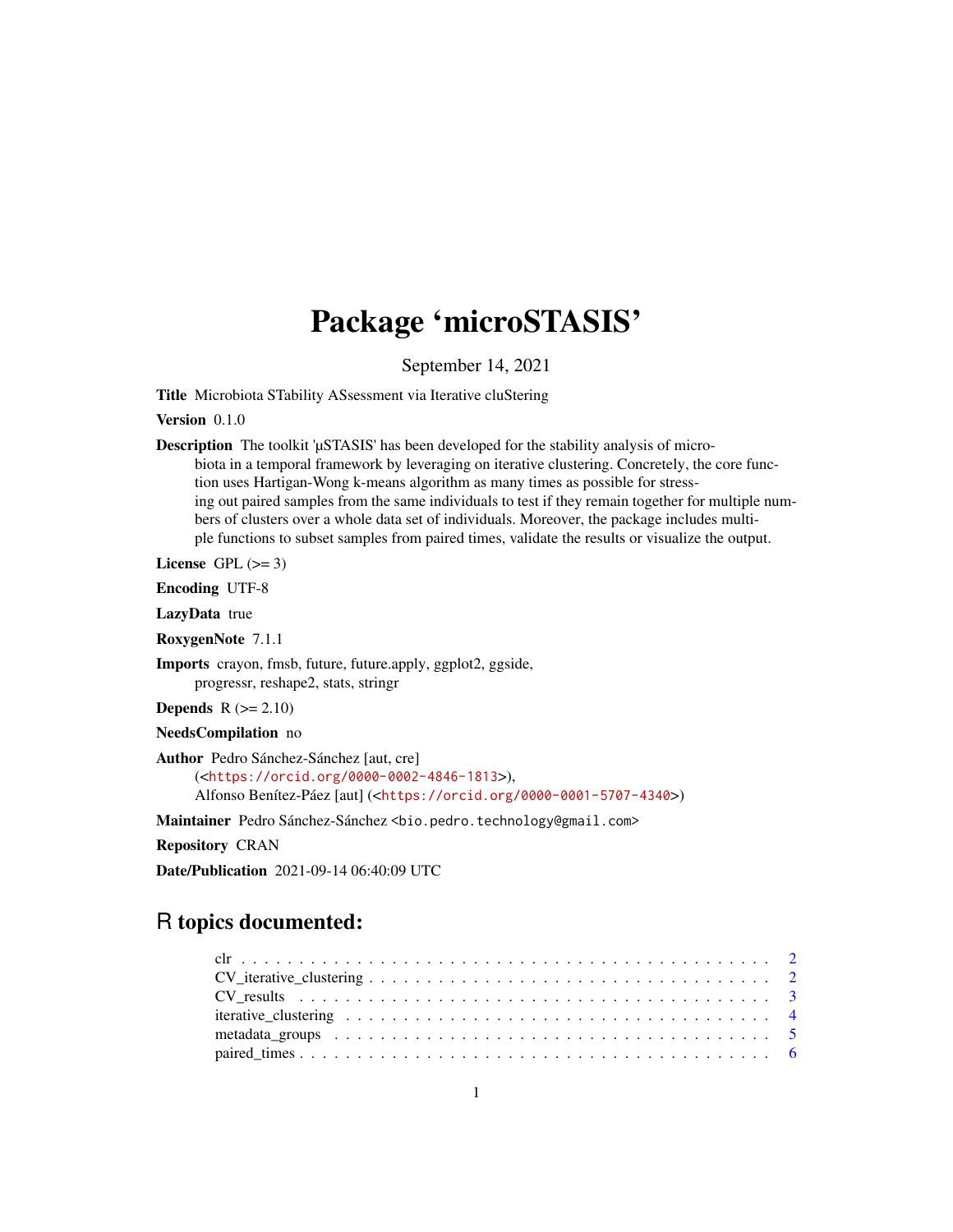# Package 'microSTASIS'

September 14, 2021

**Title** Microbiota STability ASsessment via Iterative cluStering

**Version** 0.1.0

**Description** The toolkit 'µSTASIS' has been developed for the stability analysis of microbiota in a temporal framework by leveraging on iterative clustering. Concretely, the core function uses Hartigan-Wong k-means algorithm as many times as possible for stressing out paired samples from the same individuals to test if they remain together for multiple numbers of clusters over a whole data set of individuals. Moreover, the package includes multiple functions to subset samples from paired times, validate the results or visualize the output.

**License** GPL (>= 3)

**Encoding** UTF-8

**LazyData** true

**RoxygenNote** 7.1.1

**Imports** crayon, fmsb, future, future.apply, ggplot2, ggside, progressr, reshape2, stats, stringr

**Depends** R (>= 2.10)

**NeedsCompilation** no

**Author** Pedro Sánchez-Sánchez [aut, cre] (<https://orcid.org/0000-0002-4846-1813>), Alfonso Benítez-Páez [aut] (<https://orcid.org/0000-0001-5707-4340>)

**Maintainer** Pedro Sánchez-Sánchez <bio.pedro.technology@gmail.com>

**Repository** CRAN

**Date/Publication** 2021-09-14 06:40:09 UTC

## R topics documented:

- clr . . . . . . . . . . . . . . . . . . . . . . . . . . . . . . . . . . . . . . . . . . . . 2
- CV_iterative_clustering . . . . . . . . . . . . . . . . . . . . . . . . . . . . . . . . . . 2
- CV_results . . . . . . . . . . . . . . . . . . . . . . . . . . . . . . . . . . . . . . . . . 3
- iterative_clustering . . . . . . . . . . . . . . . . . . . . . . . . . . . . . . . . . . . . 4
- metadata_groups . . . . . . . . . . . . . . . . . . . . . . . . . . . . . . . . . . . . . . 5
- paired_times . . . . . . . . . . . . . . . . . . . . . . . . . . . . . . . . . . . . . . . . 6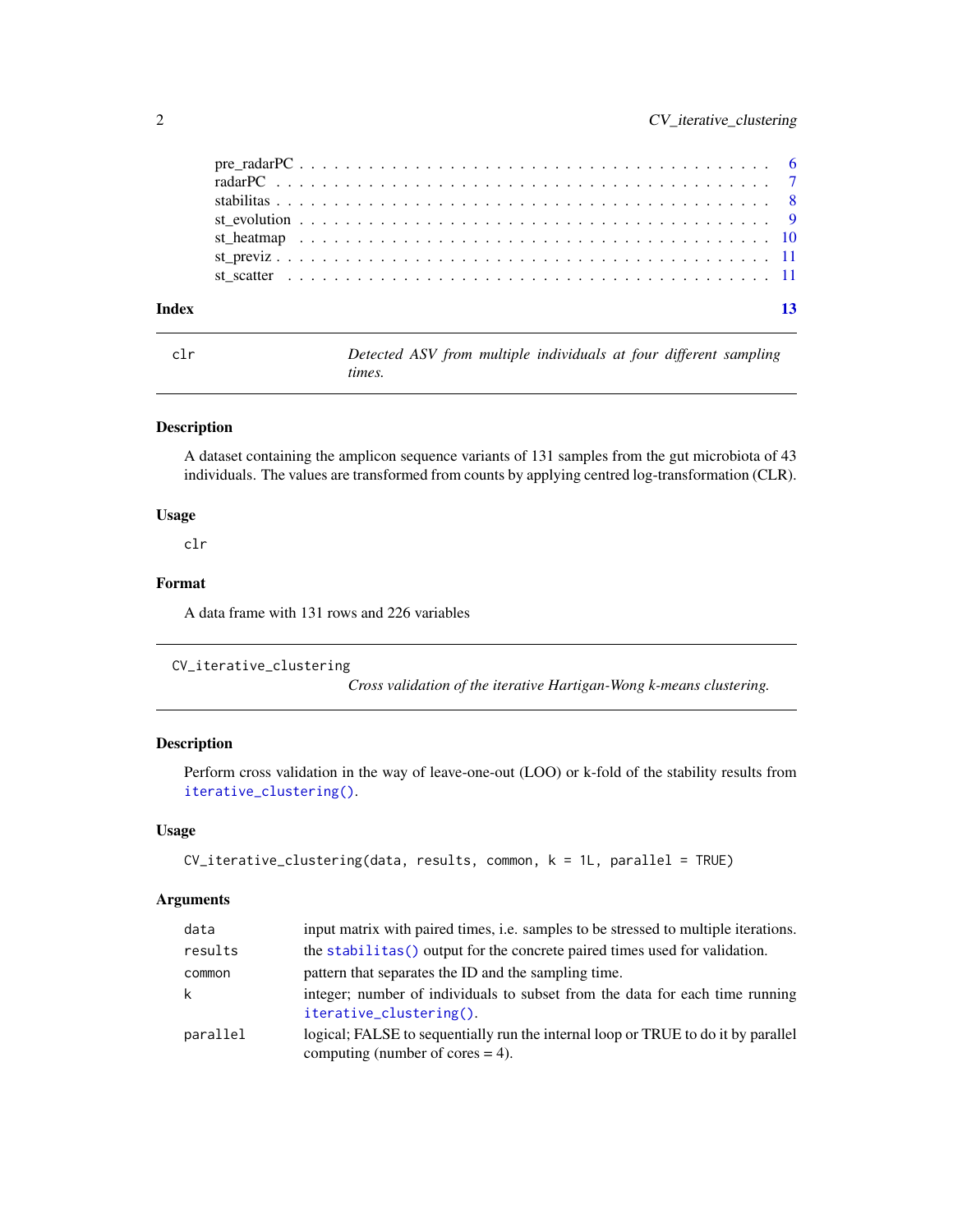| | |
|---|---|
| pre_radarPC | 6 |
| radarPC | 7 |
| stabilitas | 8 |
| st_evolution | 9 |
| st_heatmap | 10 |
| st_previz | 11 |
| st_scatter | 11 |
| **Index** | **13** |

---

## clr — *Detected ASV from multiple individuals at four different sampling times.*

### Description

A dataset containing the amplicon sequence variants of 131 samples from the gut microbiota of 43 individuals. The values are transformed from counts by applying centred log-transformation (CLR).

### Usage

```
clr
```

### Format

A data frame with 131 rows and 226 variables

---

## CV_iterative_clustering — *Cross validation of the iterative Hartigan-Wong k-means clustering.*

### Description

Perform cross validation in the way of leave-one-out (LOO) or k-fold of the stability results from `iterative_clustering()`.

### Usage

```
CV_iterative_clustering(data, results, common, k = 1L, parallel = TRUE)
```

### Arguments

| | |
|---|---|
| `data` | input matrix with paired times, i.e. samples to be stressed to multiple iterations. |
| `results` | the `stabilitas()` output for the concrete paired times used for validation. |
| `common` | pattern that separates the ID and the sampling time. |
| `k` | integer; number of individuals to subset from the data for each time running `iterative_clustering()`. |
| `parallel` | logical; FALSE to sequentially run the internal loop or TRUE to do it by parallel computing (number of cores = 4). |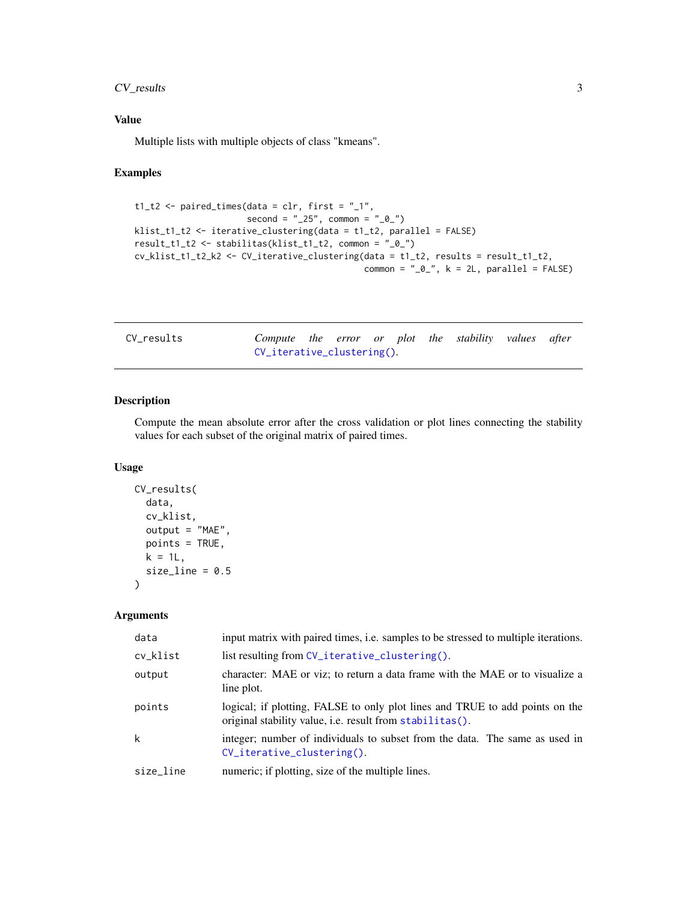## Value

Multiple lists with multiple objects of class "kmeans".

## Examples

```
t1_t2 <- paired_times(data = clr, first = "_1",
                      second = "_25", common = "_0_")
klist_t1_t2 <- iterative_clustering(data = t1_t2, parallel = FALSE)
result_t1_t2 <- stabilitas(klist_t1_t2, common = "_0_")
cv_klist_t1_t2_k2 <- CV_iterative_clustering(data = t1_t2, results = result_t1_t2,
                                             common = "_0_", k = 2L, parallel = FALSE)
```

---

# CV_results — *Compute the error or plot the stability values after* `CV_iterative_clustering()`.

---

## Description

Compute the mean absolute error after the cross validation or plot lines connecting the stability values for each subset of the original matrix of paired times.

## Usage

```
CV_results(
  data,
  cv_klist,
  output = "MAE",
  points = TRUE,
  k = 1L,
  size_line = 0.5
)
```

## Arguments

| | |
|---|---|
| `data` | input matrix with paired times, i.e. samples to be stressed to multiple iterations. |
| `cv_klist` | list resulting from `CV_iterative_clustering()`. |
| `output` | character: MAE or viz; to return a data frame with the MAE or to visualize a line plot. |
| `points` | logical; if plotting, FALSE to only plot lines and TRUE to add points on the original stability value, i.e. result from `stabilitas()`. |
| `k` | integer; number of individuals to subset from the data. The same as used in `CV_iterative_clustering()`. |
| `size_line` | numeric; if plotting, size of the multiple lines. |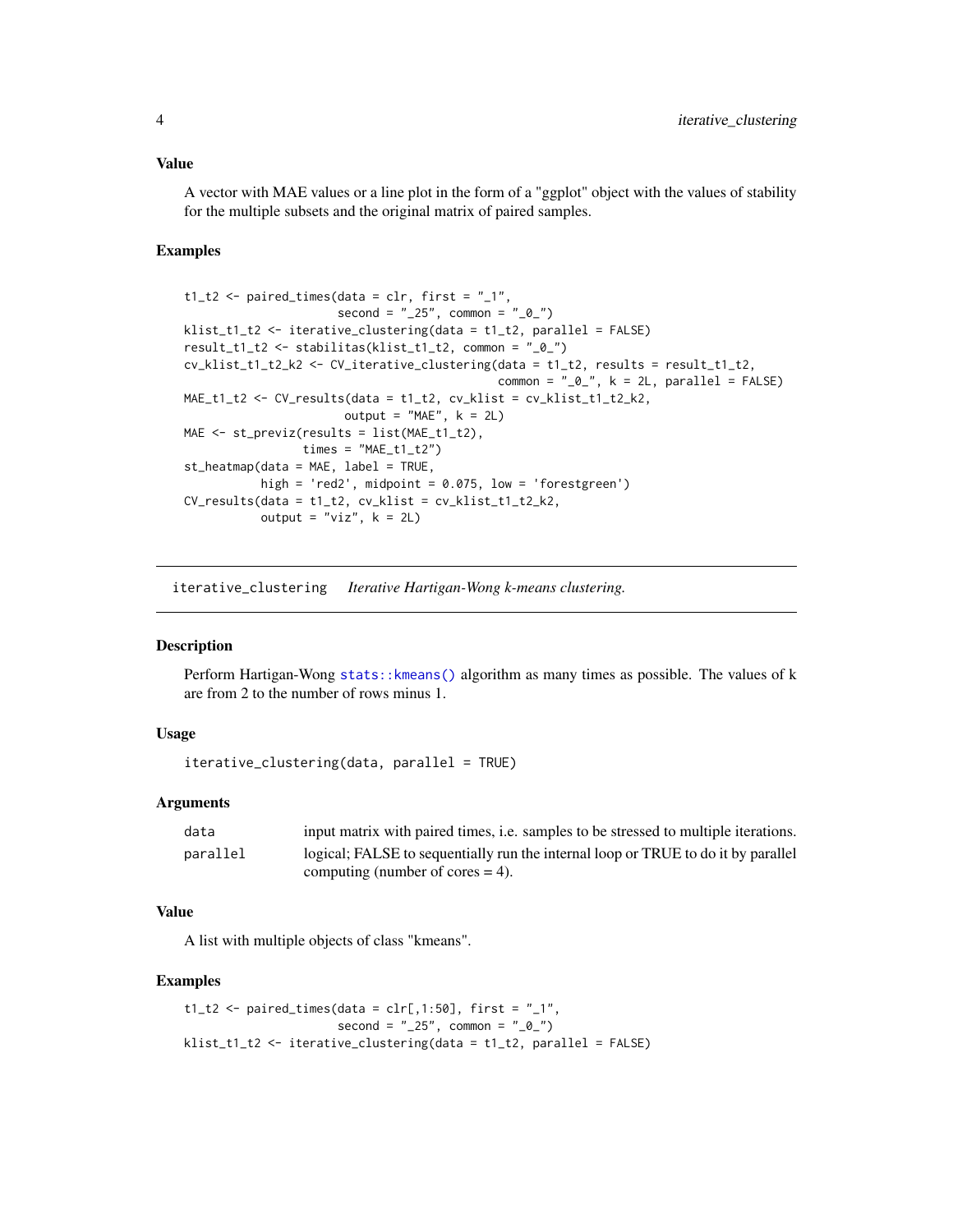### Value

A vector with MAE values or a line plot in the form of a "ggplot" object with the values of stability for the multiple subsets and the original matrix of paired samples.

### Examples

```
t1_t2 <- paired_times(data = clr, first = "_1",
                      second = "_25", common = "_0_")
klist_t1_t2 <- iterative_clustering(data = t1_t2, parallel = FALSE)
result_t1_t2 <- stabilitas(klist_t1_t2, common = "_0_")
cv_klist_t1_t2_k2 <- CV_iterative_clustering(data = t1_t2, results = result_t1_t2,
                                             common = "_0_", k = 2L, parallel = FALSE)
MAE_t1_t2 <- CV_results(data = t1_t2, cv_klist = cv_klist_t1_t2_k2,
                       output = "MAE", k = 2L)
MAE <- st_previz(results = list(MAE_t1_t2),
                 times = "MAE_t1_t2")
st_heatmap(data = MAE, label = TRUE,
           high = 'red2', midpoint = 0.075, low = 'forestgreen')
CV_results(data = t1_t2, cv_klist = cv_klist_t1_t2_k2,
           output = "viz", k = 2L)
```

---

## iterative_clustering *Iterative Hartigan-Wong k-means clustering.*

### Description

Perform Hartigan-Wong stats::kmeans() algorithm as many times as possible. The values of k are from 2 to the number of rows minus 1.

### Usage

```
iterative_clustering(data, parallel = TRUE)
```

### Arguments

| | |
|---|---|
| data | input matrix with paired times, i.e. samples to be stressed to multiple iterations. |
| parallel | logical; FALSE to sequentially run the internal loop or TRUE to do it by parallel computing (number of cores = 4). |

### Value

A list with multiple objects of class "kmeans".

### Examples

```
t1_t2 <- paired_times(data = clr[,1:50], first = "_1",
                      second = "_25", common = "_0_")
klist_t1_t2 <- iterative_clustering(data = t1_t2, parallel = FALSE)
```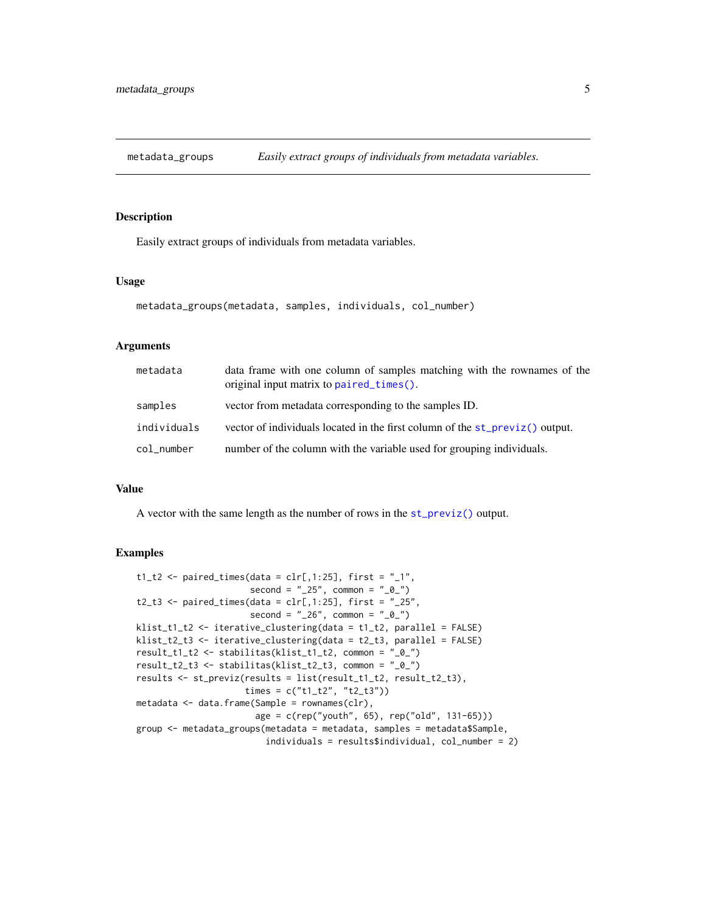## metadata_groups — *Easily extract groups of individuals from metadata variables.*

### Description

Easily extract groups of individuals from metadata variables.

### Usage

```
metadata_groups(metadata, samples, individuals, col_number)
```

### Arguments

| | |
|---|---|
| metadata | data frame with one column of samples matching with the rownames of the original input matrix to paired_times(). |
| samples | vector from metadata corresponding to the samples ID. |
| individuals | vector of individuals located in the first column of the st_previz() output. |
| col_number | number of the column with the variable used for grouping individuals. |

### Value

A vector with the same length as the number of rows in the st_previz() output.

### Examples

```
t1_t2 <- paired_times(data = clr[,1:25], first = "_1",
                      second = "_25", common = "_0_")
t2_t3 <- paired_times(data = clr[,1:25], first = "_25",
                      second = "_26", common = "_0_")
klist_t1_t2 <- iterative_clustering(data = t1_t2, parallel = FALSE)
klist_t2_t3 <- iterative_clustering(data = t2_t3, parallel = FALSE)
result_t1_t2 <- stabilitas(klist_t1_t2, common = "_0_")
result_t2_t3 <- stabilitas(klist_t2_t3, common = "_0_")
results <- st_previz(results = list(result_t1_t2, result_t2_t3),
                     times = c("t1_t2", "t2_t3"))
metadata <- data.frame(Sample = rownames(clr),
                       age = c(rep("youth", 65), rep("old", 131-65)))
group <- metadata_groups(metadata = metadata, samples = metadata$Sample,
                         individuals = results$individual, col_number = 2)
```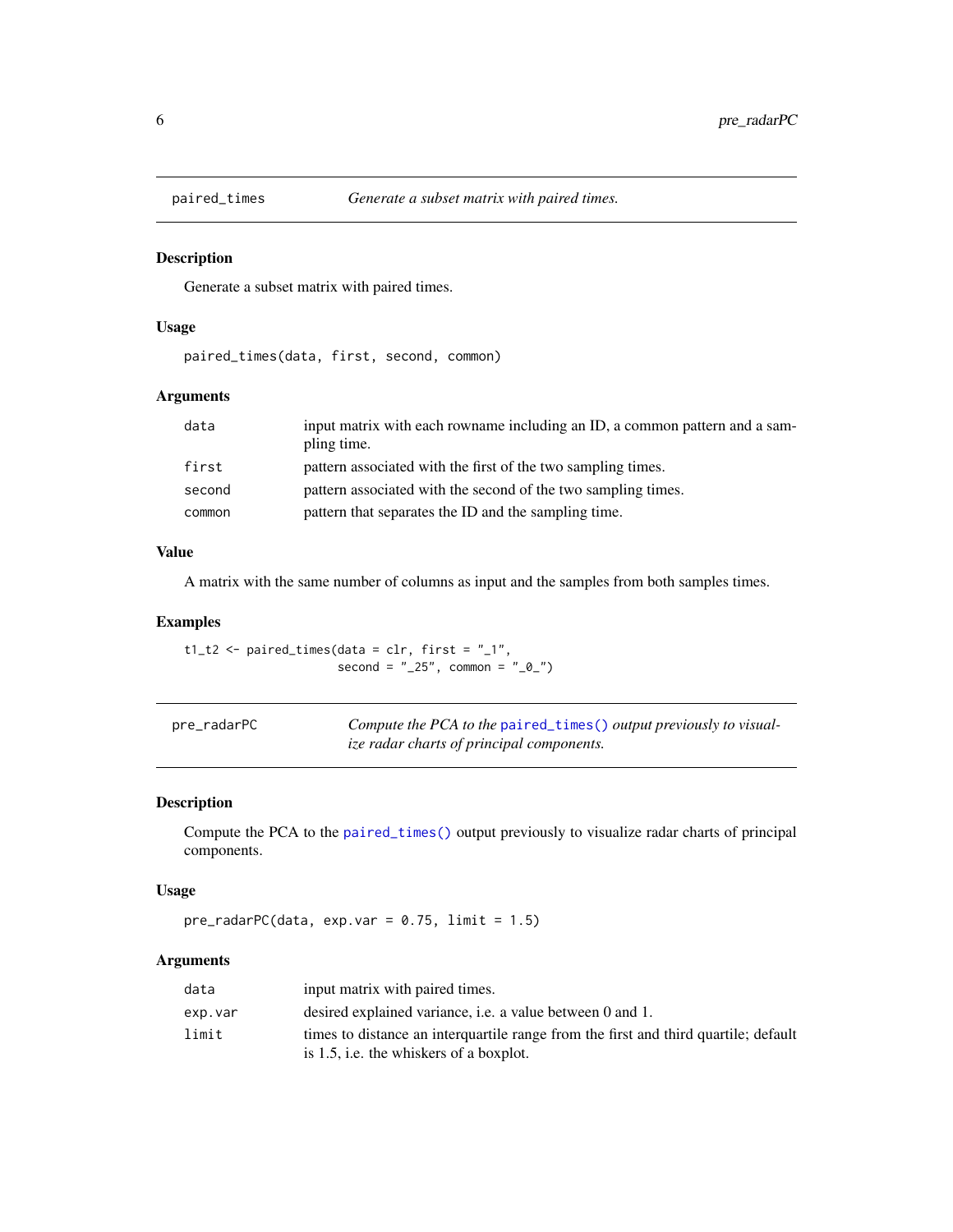## paired_times — *Generate a subset matrix with paired times.*

### Description

Generate a subset matrix with paired times.

### Usage

```
paired_times(data, first, second, common)
```

### Arguments

| | |
|---|---|
| `data` | input matrix with each rowname including an ID, a common pattern and a sampling time. |
| `first` | pattern associated with the first of the two sampling times. |
| `second` | pattern associated with the second of the two sampling times. |
| `common` | pattern that separates the ID and the sampling time. |

### Value

A matrix with the same number of columns as input and the samples from both samples times.

### Examples

```
t1_t2 <- paired_times(data = clr, first = "_1",
                      second = "_25", common = "_0_")
```

## pre_radarPC — *Compute the PCA to the paired_times() output previously to visualize radar charts of principal components.*

### Description

Compute the PCA to the `paired_times()` output previously to visualize radar charts of principal components.

### Usage

```
pre_radarPC(data, exp.var = 0.75, limit = 1.5)
```

### Arguments

| | |
|---|---|
| `data` | input matrix with paired times. |
| `exp.var` | desired explained variance, i.e. a value between 0 and 1. |
| `limit` | times to distance an interquartile range from the first and third quartile; default is 1.5, i.e. the whiskers of a boxplot. |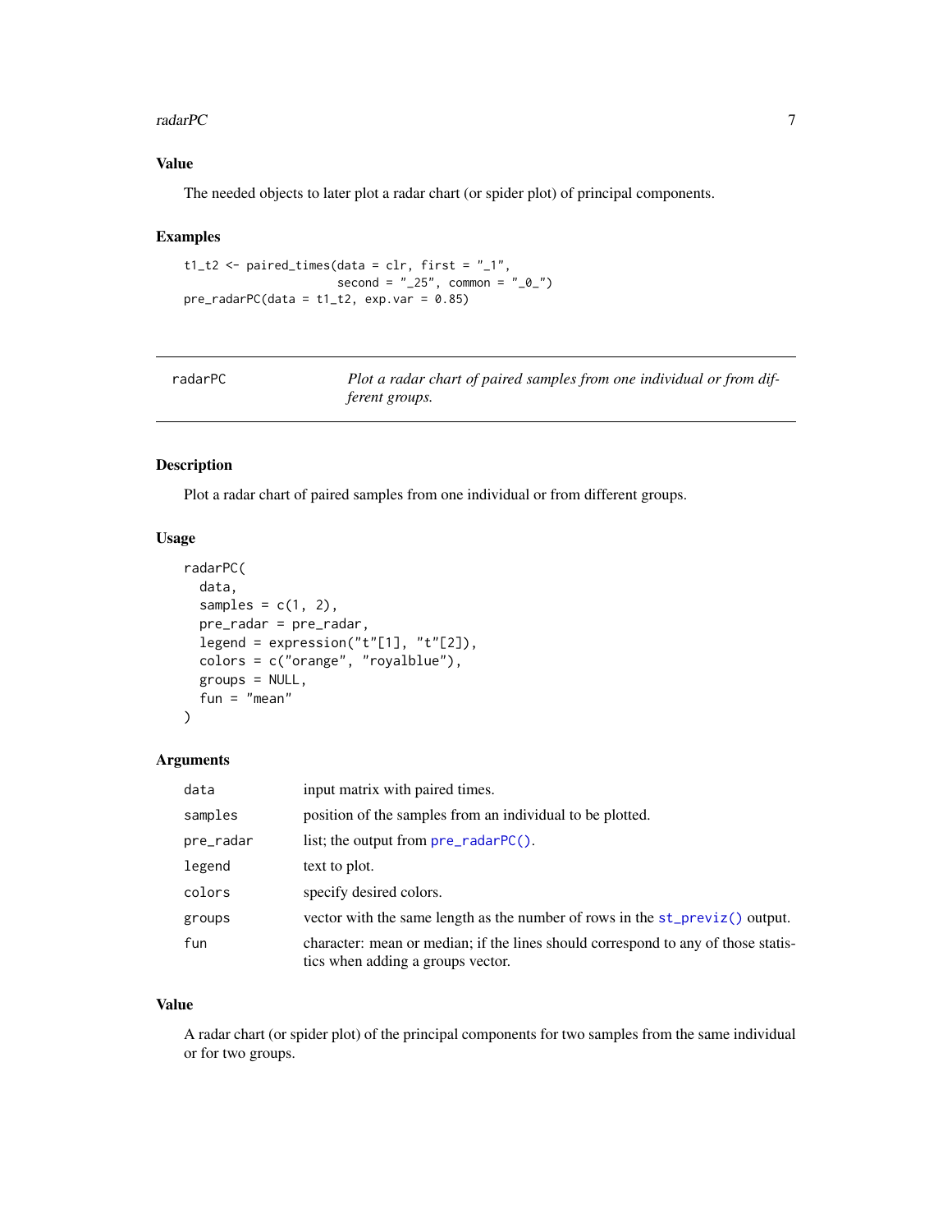## Value

The needed objects to later plot a radar chart (or spider plot) of principal components.

## Examples

```
t1_t2 <- paired_times(data = clr, first = "_1",
                      second = "_25", common = "_0_")
pre_radarPC(data = t1_t2, exp.var = 0.85)
```

---

# radarPC — *Plot a radar chart of paired samples from one individual or from different groups.*

---

## Description

Plot a radar chart of paired samples from one individual or from different groups.

## Usage

```
radarPC(
  data,
  samples = c(1, 2),
  pre_radar = pre_radar,
  legend = expression("t"[1], "t"[2]),
  colors = c("orange", "royalblue"),
  groups = NULL,
  fun = "mean"
)
```

## Arguments

| | |
|---|---|
| `data` | input matrix with paired times. |
| `samples` | position of the samples from an individual to be plotted. |
| `pre_radar` | list; the output from `pre_radarPC()`. |
| `legend` | text to plot. |
| `colors` | specify desired colors. |
| `groups` | vector with the same length as the number of rows in the `st_previz()` output. |
| `fun` | character: mean or median; if the lines should correspond to any of those statistics when adding a groups vector. |

## Value

A radar chart (or spider plot) of the principal components for two samples from the same individual or for two groups.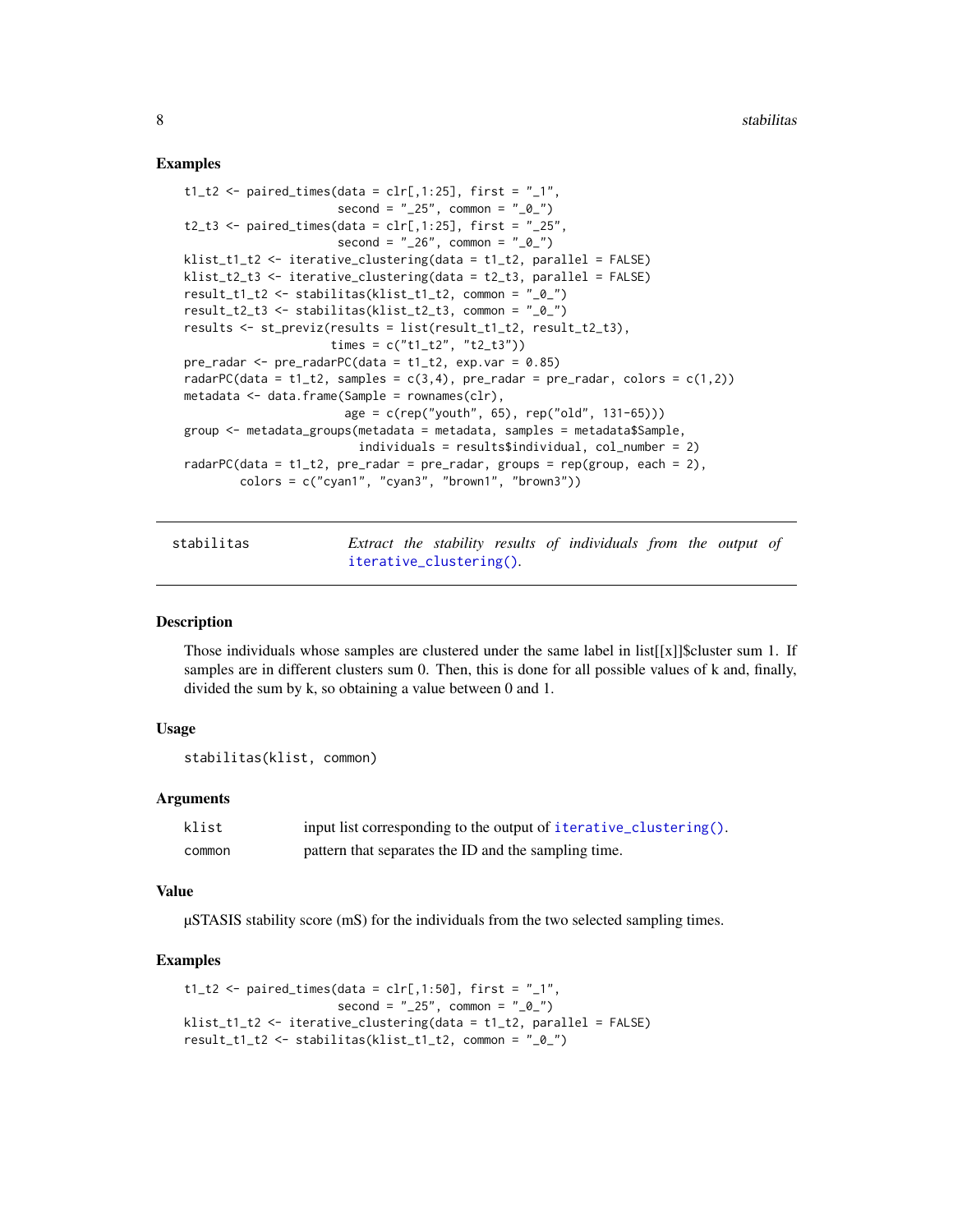### Examples

```
t1_t2 <- paired_times(data = clr[,1:25], first = "_1",
                      second = "_25", common = "_0_")
t2_t3 <- paired_times(data = clr[,1:25], first = "_25",
                      second = "_26", common = "_0_")
klist_t1_t2 <- iterative_clustering(data = t1_t2, parallel = FALSE)
klist_t2_t3 <- iterative_clustering(data = t2_t3, parallel = FALSE)
result_t1_t2 <- stabilitas(klist_t1_t2, common = "_0_")
result_t2_t3 <- stabilitas(klist_t2_t3, common = "_0_")
results <- st_previz(results = list(result_t1_t2, result_t2_t3),
                     times = c("t1_t2", "t2_t3"))
pre_radar <- pre_radarPC(data = t1_t2, exp.var = 0.85)
radarPC(data = t1_t2, samples = c(3,4), pre_radar = pre_radar, colors = c(1,2))
metadata <- data.frame(Sample = rownames(clr),
                       age = c(rep("youth", 65), rep("old", 131-65)))
group <- metadata_groups(metadata = metadata, samples = metadata$Sample,
                         individuals = results$individual, col_number = 2)
radarPC(data = t1_t2, pre_radar = pre_radar, groups = rep(group, each = 2),
        colors = c("cyan1", "cyan3", "brown1", "brown3"))
```

---

## stabilitas — *Extract the stability results of individuals from the output of* iterative_clustering().

---

### Description

Those individuals whose samples are clustered under the same label in list[[x]]$cluster sum 1. If samples are in different clusters sum 0. Then, this is done for all possible values of k and, finally, divided the sum by k, so obtaining a value between 0 and 1.

### Usage

```
stabilitas(klist, common)
```

### Arguments

| | |
|---|---|
| klist | input list corresponding to the output of iterative_clustering(). |
| common | pattern that separates the ID and the sampling time. |

### Value

µSTASIS stability score (mS) for the individuals from the two selected sampling times.

### Examples

```
t1_t2 <- paired_times(data = clr[,1:50], first = "_1",
                      second = "_25", common = "_0_")
klist_t1_t2 <- iterative_clustering(data = t1_t2, parallel = FALSE)
result_t1_t2 <- stabilitas(klist_t1_t2, common = "_0_")
```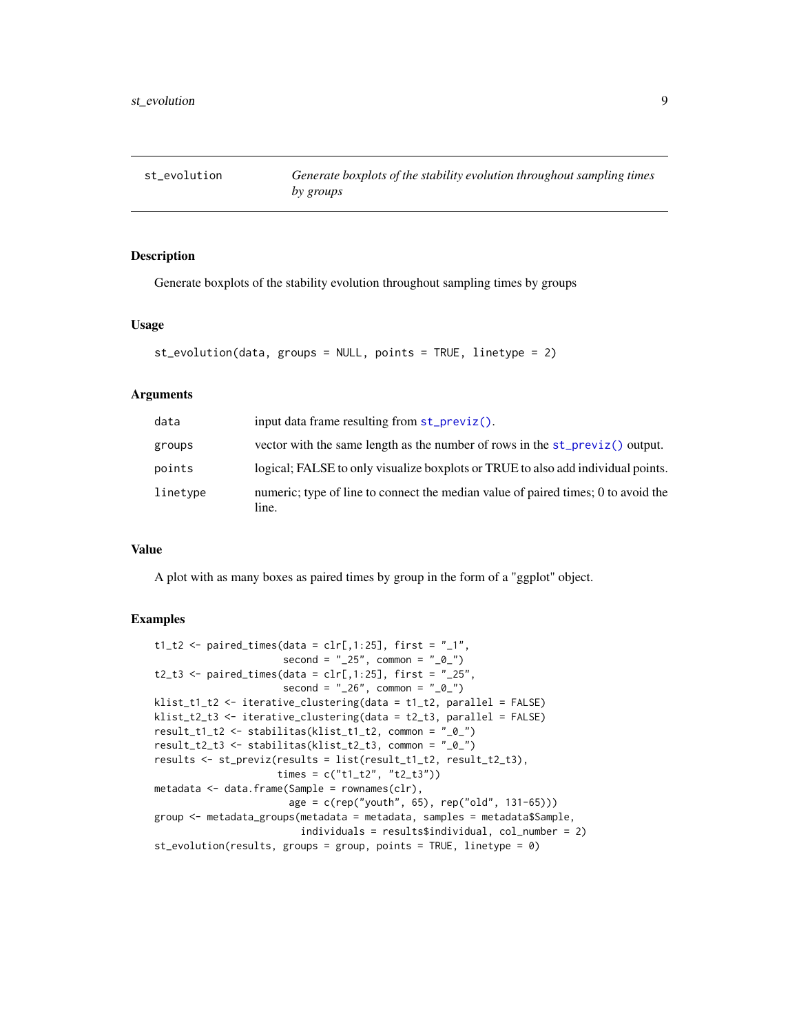## st_evolution — *Generate boxplots of the stability evolution throughout sampling times by groups*

### Description

Generate boxplots of the stability evolution throughout sampling times by groups

### Usage

```
st_evolution(data, groups = NULL, points = TRUE, linetype = 2)
```

### Arguments

| Argument | Description |
|---|---|
| data | input data frame resulting from st_previz(). |
| groups | vector with the same length as the number of rows in the st_previz() output. |
| points | logical; FALSE to only visualize boxplots or TRUE to also add individual points. |
| linetype | numeric; type of line to connect the median value of paired times; 0 to avoid the line. |

### Value

A plot with as many boxes as paired times by group in the form of a "ggplot" object.

### Examples

```
t1_t2 <- paired_times(data = clr[,1:25], first = "_1",
                      second = "_25", common = "_0_")
t2_t3 <- paired_times(data = clr[,1:25], first = "_25",
                      second = "_26", common = "_0_")
klist_t1_t2 <- iterative_clustering(data = t1_t2, parallel = FALSE)
klist_t2_t3 <- iterative_clustering(data = t2_t3, parallel = FALSE)
result_t1_t2 <- stabilitas(klist_t1_t2, common = "_0_")
result_t2_t3 <- stabilitas(klist_t2_t3, common = "_0_")
results <- st_previz(results = list(result_t1_t2, result_t2_t3),
                     times = c("t1_t2", "t2_t3"))
metadata <- data.frame(Sample = rownames(clr),
                       age = c(rep("youth", 65), rep("old", 131-65)))
group <- metadata_groups(metadata = metadata, samples = metadata$Sample,
                         individuals = results$individual, col_number = 2)
st_evolution(results, groups = group, points = TRUE, linetype = 0)
```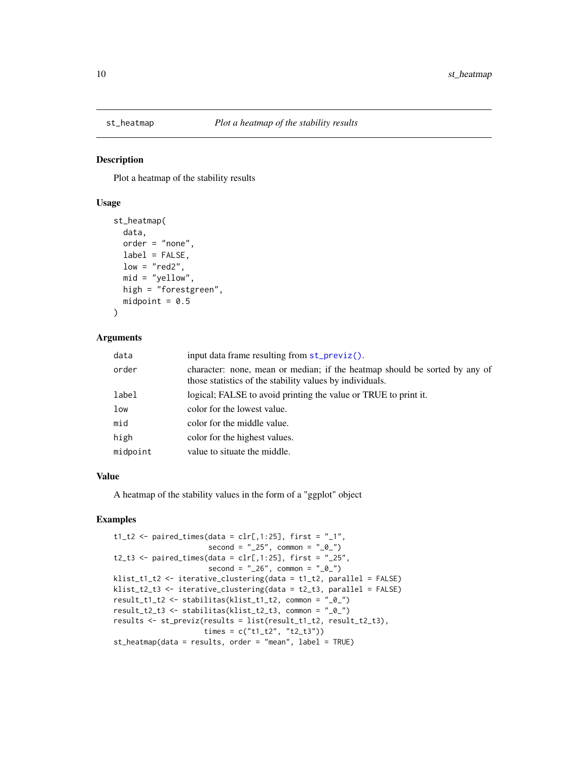## st_heatmap — *Plot a heatmap of the stability results*

### Description

Plot a heatmap of the stability results

### Usage

```
st_heatmap(
  data,
  order = "none",
  label = FALSE,
  low = "red2",
  mid = "yellow",
  high = "forestgreen",
  midpoint = 0.5
)
```

### Arguments

| | |
|---|---|
| data | input data frame resulting from st_previz(). |
| order | character: none, mean or median; if the heatmap should be sorted by any of those statistics of the stability values by individuals. |
| label | logical; FALSE to avoid printing the value or TRUE to print it. |
| low | color for the lowest value. |
| mid | color for the middle value. |
| high | color for the highest values. |
| midpoint | value to situate the middle. |

### Value

A heatmap of the stability values in the form of a "ggplot" object

### Examples

```
t1_t2 <- paired_times(data = clr[,1:25], first = "_1",
                      second = "_25", common = "_0_")
t2_t3 <- paired_times(data = clr[,1:25], first = "_25",
                      second = "_26", common = "_0_")
klist_t1_t2 <- iterative_clustering(data = t1_t2, parallel = FALSE)
klist_t2_t3 <- iterative_clustering(data = t2_t3, parallel = FALSE)
result_t1_t2 <- stabilitas(klist_t1_t2, common = "_0_")
result_t2_t3 <- stabilitas(klist_t2_t3, common = "_0_")
results <- st_previz(results = list(result_t1_t2, result_t2_t3),
                     times = c("t1_t2", "t2_t3"))
st_heatmap(data = results, order = "mean", label = TRUE)
```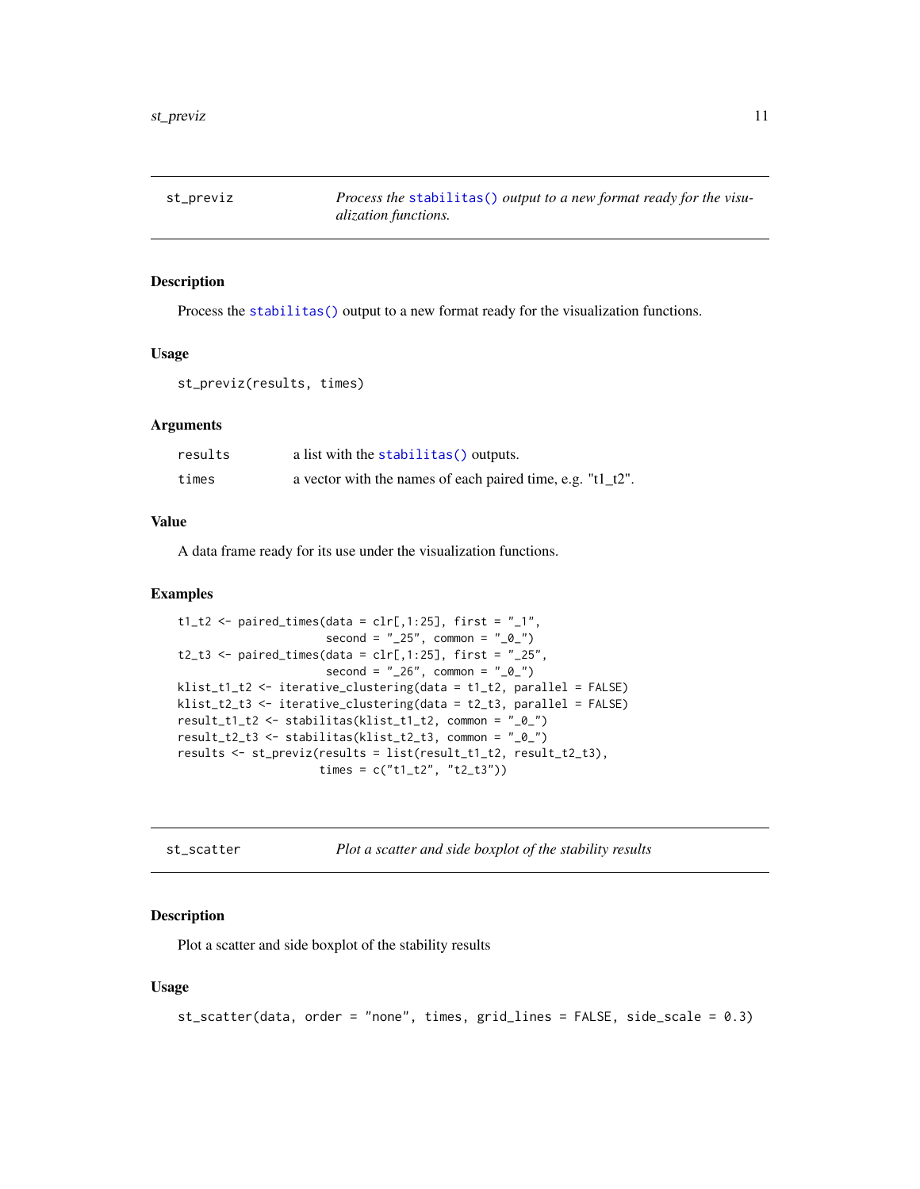## st_previz — *Process the stabilitas() output to a new format ready for the visualization functions.*

### Description

Process the stabilitas() output to a new format ready for the visualization functions.

### Usage

```
st_previz(results, times)
```

### Arguments

| | |
|---|---|
| results | a list with the stabilitas() outputs. |
| times | a vector with the names of each paired time, e.g. "t1_t2". |

### Value

A data frame ready for its use under the visualization functions.

### Examples

```
t1_t2 <- paired_times(data = clr[,1:25], first = "_1",
                      second = "_25", common = "_0_")
t2_t3 <- paired_times(data = clr[,1:25], first = "_25",
                      second = "_26", common = "_0_")
klist_t1_t2 <- iterative_clustering(data = t1_t2, parallel = FALSE)
klist_t2_t3 <- iterative_clustering(data = t2_t3, parallel = FALSE)
result_t1_t2 <- stabilitas(klist_t1_t2, common = "_0_")
result_t2_t3 <- stabilitas(klist_t2_t3, common = "_0_")
results <- st_previz(results = list(result_t1_t2, result_t2_t3),
                     times = c("t1_t2", "t2_t3"))
```

## st_scatter — *Plot a scatter and side boxplot of the stability results*

### Description

Plot a scatter and side boxplot of the stability results

### Usage

```
st_scatter(data, order = "none", times, grid_lines = FALSE, side_scale = 0.3)
```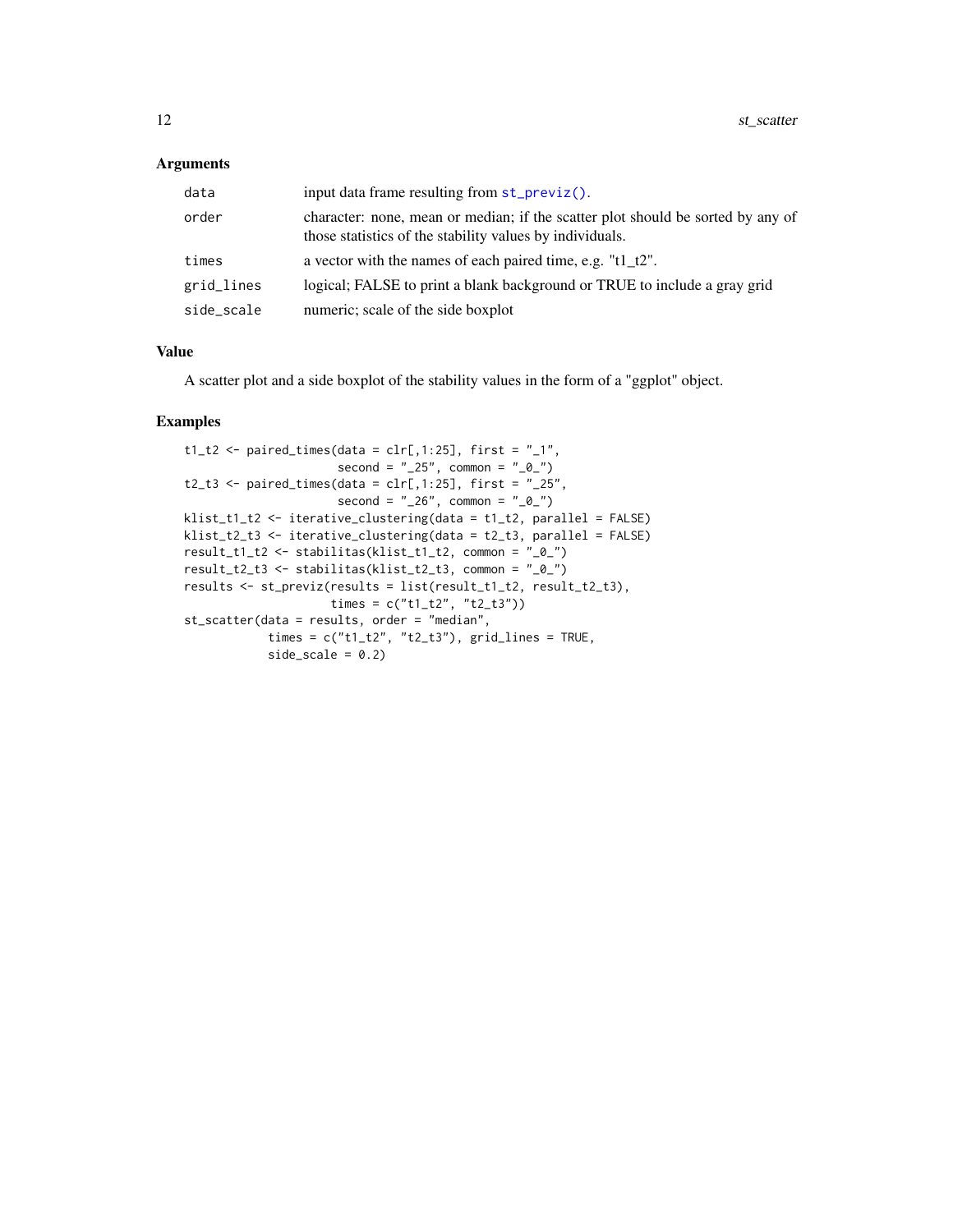## Arguments

| | |
|---|---|
| data | input data frame resulting from `st_previz()`. |
| order | character: none, mean or median; if the scatter plot should be sorted by any of those statistics of the stability values by individuals. |
| times | a vector with the names of each paired time, e.g. "t1_t2". |
| grid_lines | logical; FALSE to print a blank background or TRUE to include a gray grid |
| side_scale | numeric; scale of the side boxplot |

## Value

A scatter plot and a side boxplot of the stability values in the form of a "ggplot" object.

## Examples

```
t1_t2 <- paired_times(data = clr[,1:25], first = "_1",
                      second = "_25", common = "_0_")
t2_t3 <- paired_times(data = clr[,1:25], first = "_25",
                      second = "_26", common = "_0_")
klist_t1_t2 <- iterative_clustering(data = t1_t2, parallel = FALSE)
klist_t2_t3 <- iterative_clustering(data = t2_t3, parallel = FALSE)
result_t1_t2 <- stabilitas(klist_t1_t2, common = "_0_")
result_t2_t3 <- stabilitas(klist_t2_t3, common = "_0_")
results <- st_previz(results = list(result_t1_t2, result_t2_t3),
                     times = c("t1_t2", "t2_t3"))
st_scatter(data = results, order = "median",
           times = c("t1_t2", "t2_t3"), grid_lines = TRUE,
           side_scale = 0.2)
```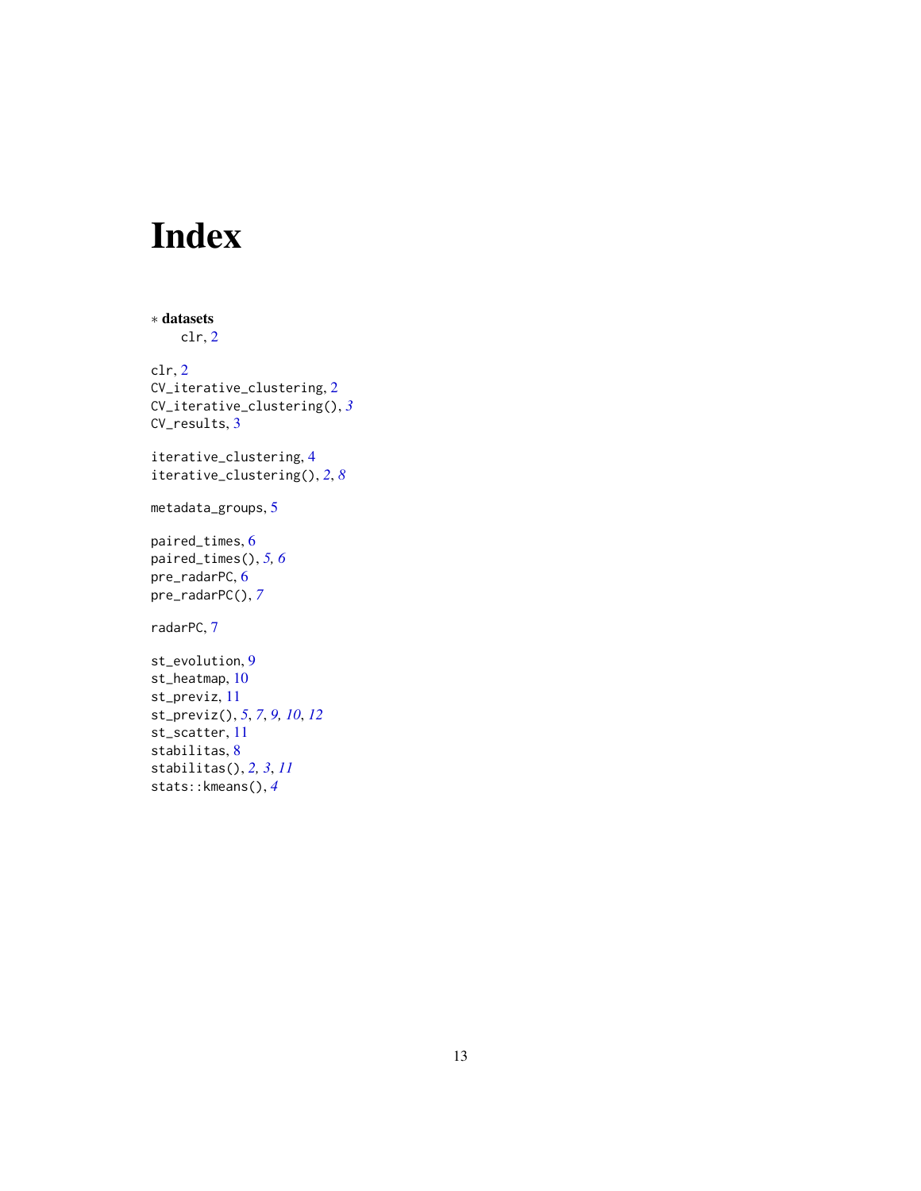# Index

∗ **datasets**
    clr, 2

clr, 2
CV_iterative_clustering, 2
CV_iterative_clustering(), *3*
CV_results, 3

iterative_clustering, 4
iterative_clustering(), *2*, *8*

metadata_groups, 5

paired_times, 6
paired_times(), *5, 6*
pre_radarPC, 6
pre_radarPC(), *7*

radarPC, 7

st_evolution, 9
st_heatmap, 10
st_previz, 11
st_previz(), *5*, *7*, *9, 10*, *12*
st_scatter, 11
stabilitas, 8
stabilitas(), *2, 3*, *11*
stats::kmeans(), *4*